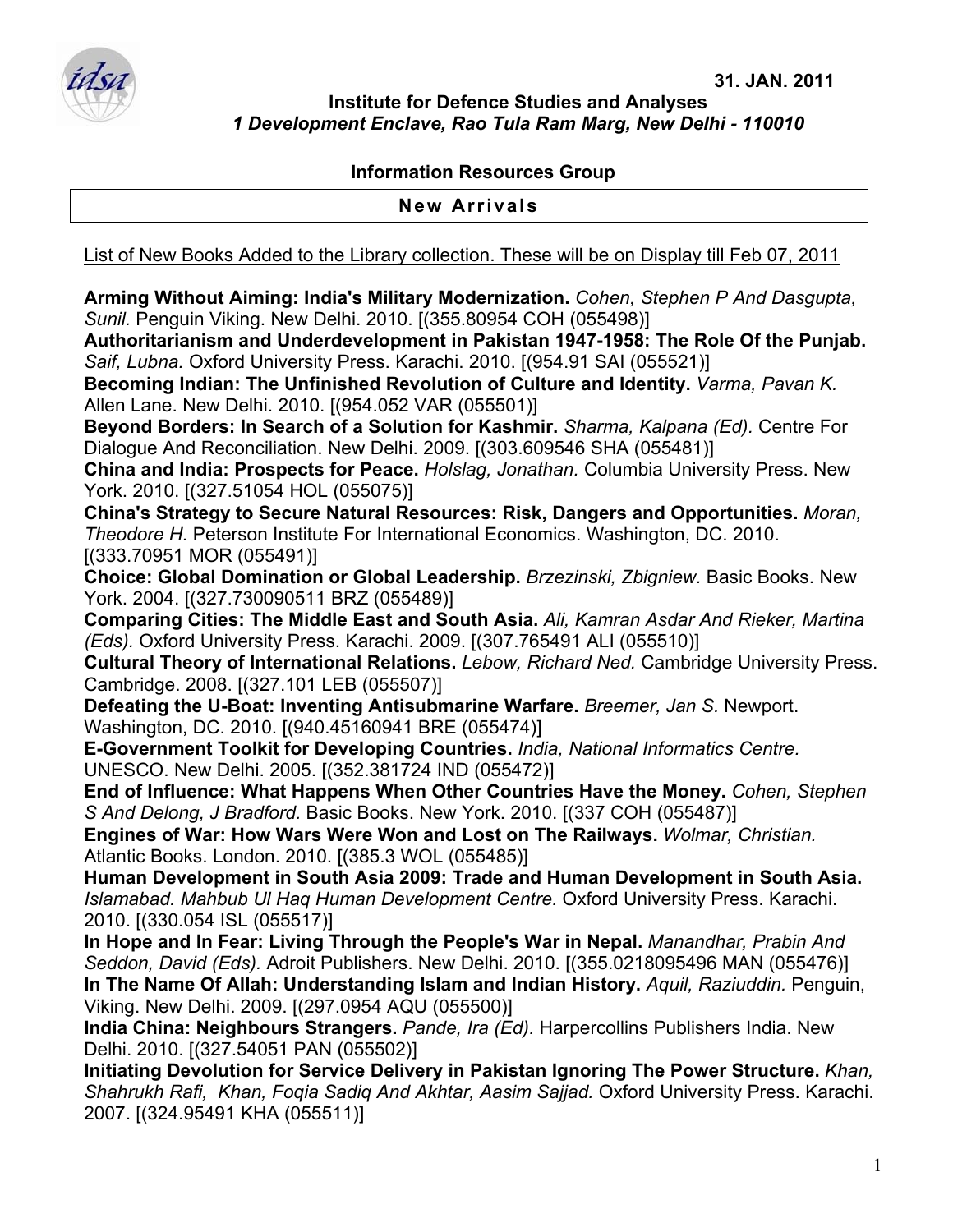31. JAN. 2011

**Institute for Defence Studies and Analyses**
***1 Development Enclave, Rao Tula Ram Marg, New Delhi - 110010***

**Information Resources Group**

## New Arrivals

List of New Books Added to the Library collection. These will be on Display till Feb 07, 2011

**Arming Without Aiming: India's Military Modernization.** *Cohen, Stephen P And Dasgupta, Sunil.* Penguin Viking. New Delhi. 2010. [(355.80954 COH (055498)]

**Authoritarianism and Underdevelopment in Pakistan 1947-1958: The Role Of the Punjab.** *Saif, Lubna.* Oxford University Press. Karachi. 2010. [(954.91 SAI (055521)]

**Becoming Indian: The Unfinished Revolution of Culture and Identity.** *Varma, Pavan K.* Allen Lane. New Delhi. 2010. [(954.052 VAR (055501)]

**Beyond Borders: In Search of a Solution for Kashmir.** *Sharma, Kalpana (Ed).* Centre For Dialogue And Reconciliation. New Delhi. 2009. [(303.609546 SHA (055481)]

**China and India: Prospects for Peace.** *Holslag, Jonathan.* Columbia University Press. New York. 2010. [(327.51054 HOL (055075)]

**China's Strategy to Secure Natural Resources: Risk, Dangers and Opportunities.** *Moran, Theodore H.* Peterson Institute For International Economics. Washington, DC. 2010. [(333.70951 MOR (055491)]

**Choice: Global Domination or Global Leadership.** *Brzezinski, Zbigniew.* Basic Books. New York. 2004. [(327.730090511 BRZ (055489)]

**Comparing Cities: The Middle East and South Asia.** *Ali, Kamran Asdar And Rieker, Martina (Eds).* Oxford University Press. Karachi. 2009. [(307.765491 ALI (055510)]

**Cultural Theory of International Relations.** *Lebow, Richard Ned.* Cambridge University Press. Cambridge. 2008. [(327.101 LEB (055507)]

**Defeating the U-Boat: Inventing Antisubmarine Warfare.** *Breemer, Jan S.* Newport. Washington, DC. 2010. [(940.45160941 BRE (055474)]

**E-Government Toolkit for Developing Countries.** *India, National Informatics Centre.* UNESCO. New Delhi. 2005. [(352.381724 IND (055472)]

**End of Influence: What Happens When Other Countries Have the Money.** *Cohen, Stephen S And Delong, J Bradford.* Basic Books. New York. 2010. [(337 COH (055487)]

**Engines of War: How Wars Were Won and Lost on The Railways.** *Wolmar, Christian.* Atlantic Books. London. 2010. [(385.3 WOL (055485)]

**Human Development in South Asia 2009: Trade and Human Development in South Asia.** *Islamabad. Mahbub Ul Haq Human Development Centre.* Oxford University Press. Karachi. 2010. [(330.054 ISL (055517)]

**In Hope and In Fear: Living Through the People's War in Nepal.** *Manandhar, Prabin And Seddon, David (Eds).* Adroit Publishers. New Delhi. 2010. [(355.0218095496 MAN (055476)]

**In The Name Of Allah: Understanding Islam and Indian History.** *Aquil, Raziuddin.* Penguin, Viking. New Delhi. 2009. [(297.0954 AQU (055500)]

**India China: Neighbours Strangers.** *Pande, Ira (Ed).* Harpercollins Publishers India. New Delhi. 2010. [(327.54051 PAN (055502)]

**Initiating Devolution for Service Delivery in Pakistan Ignoring The Power Structure.** *Khan, Shahrukh Rafi, Khan, Foqia Sadiq And Akhtar, Aasim Sajjad.* Oxford University Press. Karachi. 2007. [(324.95491 KHA (055511)]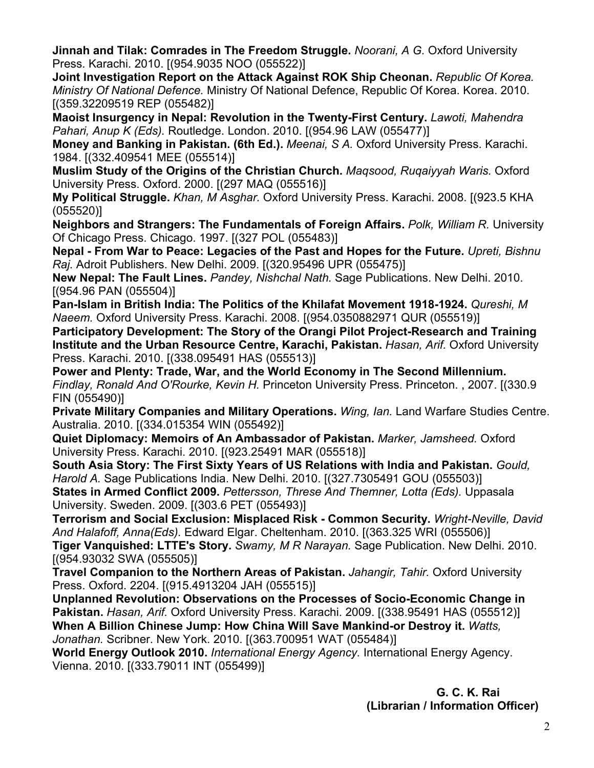**Jinnah and Tilak: Comrades in The Freedom Struggle.** *Noorani, A G.* Oxford University Press. Karachi. 2010. [(954.9035 NOO (055522)]

**Joint Investigation Report on the Attack Against ROK Ship Cheonan.** *Republic Of Korea. Ministry Of National Defence.* Ministry Of National Defence, Republic Of Korea. Korea. 2010. [(359.32209519 REP (055482)]

**Maoist Insurgency in Nepal: Revolution in the Twenty-First Century.** *Lawoti, Mahendra Pahari, Anup K (Eds).* Routledge. London. 2010. [(954.96 LAW (055477)]

**Money and Banking in Pakistan. (6th Ed.).** *Meenai, S A.* Oxford University Press. Karachi. 1984. [(332.409541 MEE (055514)]

**Muslim Study of the Origins of the Christian Church.** *Maqsood, Ruqaiyyah Waris.* Oxford University Press. Oxford. 2000. [(297 MAQ (055516)]

**My Political Struggle.** *Khan, M Asghar.* Oxford University Press. Karachi. 2008. [(923.5 KHA (055520)]

**Neighbors and Strangers: The Fundamentals of Foreign Affairs.** *Polk, William R.* University Of Chicago Press. Chicago. 1997. [(327 POL (055483)]

**Nepal - From War to Peace: Legacies of the Past and Hopes for the Future.** *Upreti, Bishnu Raj.* Adroit Publishers. New Delhi. 2009. [(320.95496 UPR (055475)]

**New Nepal: The Fault Lines.** *Pandey, Nishchal Nath.* Sage Publications. New Delhi. 2010. [(954.96 PAN (055504)]

**Pan-Islam in British India: The Politics of the Khilafat Movement 1918-1924.** *Qureshi, M Naeem.* Oxford University Press. Karachi. 2008. [(954.0350882971 QUR (055519)]

**Participatory Development: The Story of the Orangi Pilot Project-Research and Training Institute and the Urban Resource Centre, Karachi, Pakistan.** *Hasan, Arif.* Oxford University Press. Karachi. 2010. [(338.095491 HAS (055513)]

**Power and Plenty: Trade, War, and the World Economy in The Second Millennium.** *Findlay, Ronald And O'Rourke, Kevin H.* Princeton University Press. Princeton. , 2007. [(330.9 FIN (055490)]

**Private Military Companies and Military Operations.** *Wing, Ian.* Land Warfare Studies Centre. Australia. 2010. [(334.015354 WIN (055492)]

**Quiet Diplomacy: Memoirs of An Ambassador of Pakistan.** *Marker, Jamsheed.* Oxford University Press. Karachi. 2010. [(923.25491 MAR (055518)]

**South Asia Story: The First Sixty Years of US Relations with India and Pakistan.** *Gould, Harold A.* Sage Publications India. New Delhi. 2010. [(327.7305491 GOU (055503)]

**States in Armed Conflict 2009.** *Pettersson, Threse And Themner, Lotta (Eds).* Uppasala University. Sweden. 2009. [(303.6 PET (055493)]

**Terrorism and Social Exclusion: Misplaced Risk - Common Security.** *Wright-Neville, David And Halafoff, Anna(Eds).* Edward Elgar. Cheltenham. 2010. [(363.325 WRI (055506)]

**Tiger Vanquished: LTTE's Story.** *Swamy, M R Narayan.* Sage Publication. New Delhi. 2010. [(954.93032 SWA (055505)]

**Travel Companion to the Northern Areas of Pakistan.** *Jahangir, Tahir.* Oxford University Press. Oxford. 2204. [(915.4913204 JAH (055515)]

**Unplanned Revolution: Observations on the Processes of Socio-Economic Change in Pakistan.** *Hasan, Arif.* Oxford University Press. Karachi. 2009. [(338.95491 HAS (055512)]

**When A Billion Chinese Jump: How China Will Save Mankind-or Destroy it.** *Watts, Jonathan.* Scribner. New York. 2010. [(363.700951 WAT (055484)]

**World Energy Outlook 2010.** *International Energy Agency.* International Energy Agency. Vienna. 2010. [(333.79011 INT (055499)]

**G. C. K. Rai**
**(Librarian / Information Officer)**